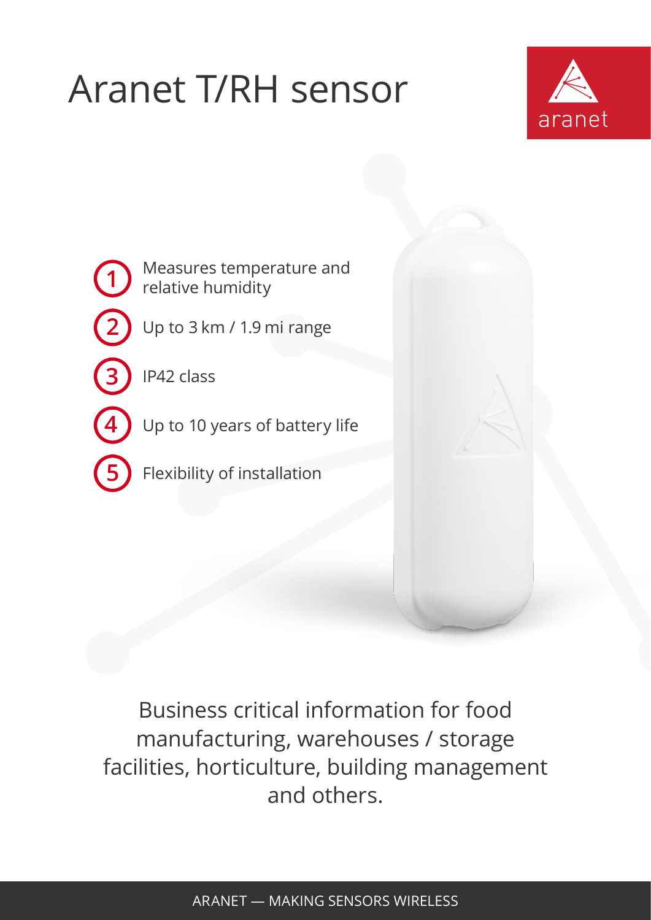# Aranet T/RH sensor

aranet

1. Measures temperature and relative humidity
2. Up to 3 km / 1.9 mi range
3. IP42 class
4. Up to 10 years of battery life
5. Flexibility of installation

Business critical information for food manufacturing, warehouses / storage facilities, horticulture, building management and others.

ARANET — MAKING SENSORS WIRELESS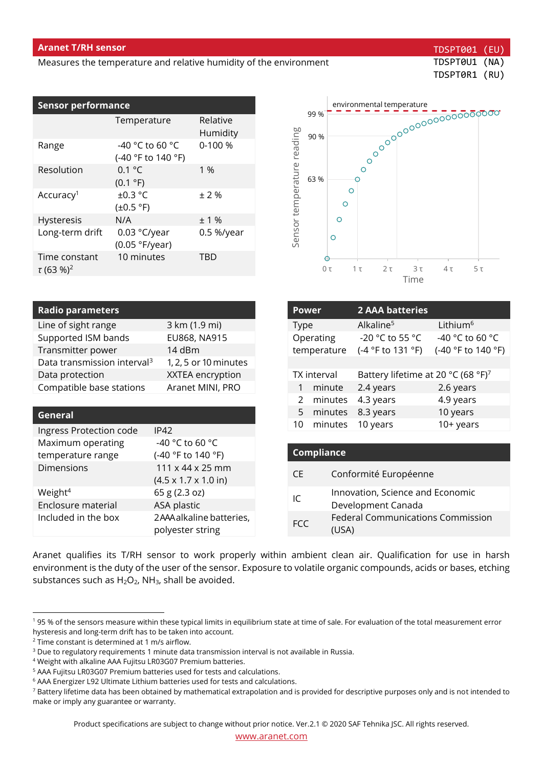## Aranet T/RH sensor

Measures the temperature and relative humidity of the environment

TDSPT001 (EU)
TDSPT0U1 (NA)
TDSPT0R1 (RU)

### Sensor performance

| | Temperature | Relative Humidity |
|---|---|---|
| Range | -40 °C to 60 °C (-40 °F to 140 °F) | 0-100 % |
| Resolution | 0.1 °C (0.1 °F) | 1 % |
| Accuracy[1] | ±0.3 °C (±0.5 °F) | ± 2 % |
| Hysteresis | N/A | ± 1 % |
| Long-term drift | 0.03 °C/year (0.05 °F/year) | 0.5 %/year |
| Time constant $\tau$ (63 %)[2] | 10 minutes | TBD |

environmental temperature
99 %
90 %
63 %
Sensor temperature reading
0 τ
1 τ
2 τ
3 τ
4 τ
5 τ
Time

### Radio parameters

| | |
|---|---|
| Line of sight range | 3 km (1.9 mi) |
| Supported ISM bands | EU868, NA915 |
| Transmitter power | 14 dBm |
| Data transmission interval[3] | 1, 2, 5 or 10 minutes |
| Data protection | XXTEA encryption |
| Compatible base stations | Aranet MINI, PRO |

### Power

| Power | 2 AAA batteries | |
|---|---|---|
| Type | Alkaline[5] | Lithium[6] |
| Operating temperature | -20 °C to 55 °C (-4 °F to 131 °F) | -40 °C to 60 °C (-40 °F to 140 °F) |
| TX interval | Battery lifetime at 20 °C (68 °F)[7] | |
| 1 minute | 2.4 years | 2.6 years |
| 2 minutes | 4.3 years | 4.9 years |
| 5 minutes | 8.3 years | 10 years |
| 10 minutes | 10 years | 10+ years |

### General

| | |
|---|---|
| Ingress Protection code | IP42 |
| Maximum operating temperature range | -40 °C to 60 °C (-40 °F to 140 °F) |
| Dimensions | 111 x 44 x 25 mm (4.5 x 1.7 x 1.0 in) |
| Weight[4] | 65 g (2.3 oz) |
| Enclosure material | ASA plastic |
| Included in the box | 2 AAA alkaline batteries, polyester string |

### Compliance

| | |
|---|---|
| CE | Conformité Européenne |
| IC | Innovation, Science and Economic Development Canada |
| FCC | Federal Communications Commission (USA) |

Aranet qualifies its T/RH sensor to work properly within ambient clean air. Qualification for use in harsh environment is the duty of the user of the sensor. Exposure to volatile organic compounds, acids or bases, etching substances such as $H_2O_2$, $NH_3$, shall be avoided.

---

[1] 95 % of the sensors measure within these typical limits in equilibrium state at time of sale. For evaluation of the total measurement error hysteresis and long-term drift has to be taken into account.
[2] Time constant is determined at 1 m/s airflow.
[3] Due to regulatory requirements 1 minute data transmission interval is not available in Russia.
[4] Weight with alkaline AAA Fujitsu LR03G07 Premium batteries.
[5] AAA Fujitsu LR03G07 Premium batteries used for tests and calculations.
[6] AAA Energizer L92 Ultimate Lithium batteries used for tests and calculations.
[7] Battery lifetime data has been obtained by mathematical extrapolation and is provided for descriptive purposes only and is not intended to make or imply any guarantee or warranty.

Product specifications are subject to change without prior notice. Ver.2.1 © 2020 SAF Tehnika JSC. All rights reserved.
www.aranet.com